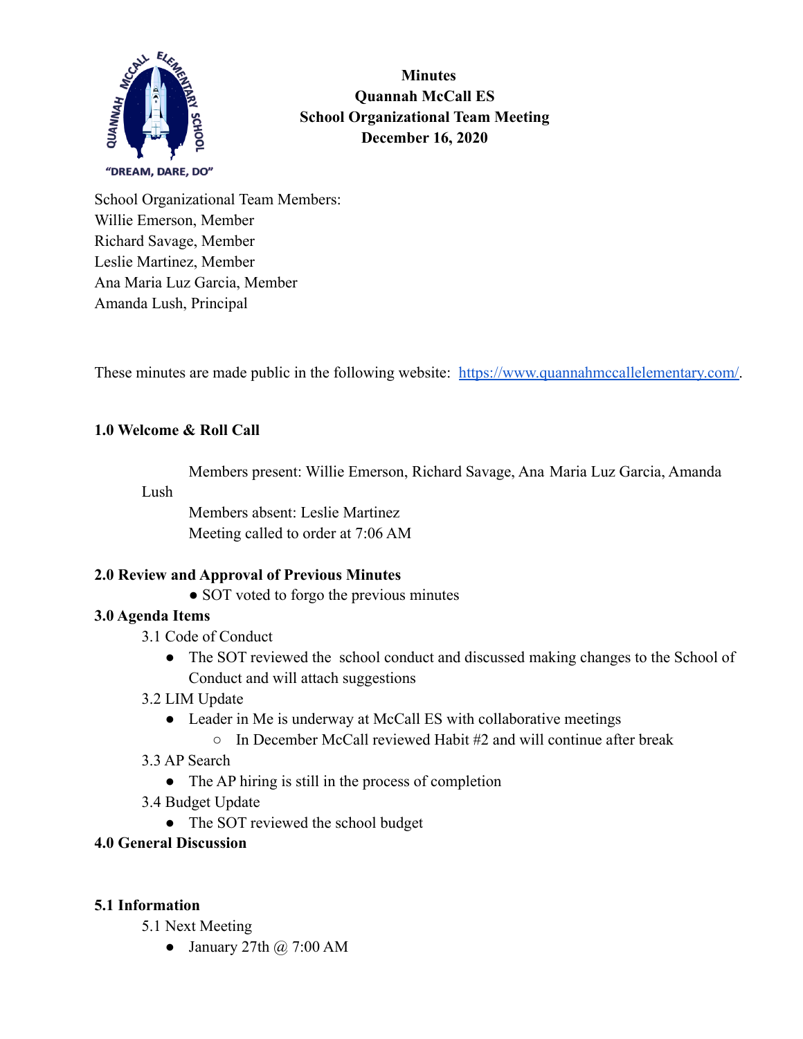**Minutes**
**Quannah McCall ES**
**School Organizational Team Meeting**
**December 16, 2020**

"DREAM, DARE, DO"

School Organizational Team Members:
Willie Emerson, Member
Richard Savage, Member
Leslie Martinez, Member
Ana Maria Luz Garcia, Member
Amanda Lush, Principal

These minutes are made public in the following website: [https://www.quannahmccallelementary.com/](https://www.quannahmccallelementary.com/).

## 1.0 Welcome & Roll Call

Members present: Willie Emerson, Richard Savage, Ana Maria Luz Garcia, Amanda Lush
Members absent: Leslie Martinez
Meeting called to order at 7:06 AM

## 2.0 Review and Approval of Previous Minutes

- SOT voted to forgo the previous minutes

## 3.0 Agenda Items

3.1 Code of Conduct

- The SOT reviewed the school conduct and discussed making changes to the School of Conduct and will attach suggestions

3.2 LIM Update

- Leader in Me is underway at McCall ES with collaborative meetings
  - In December McCall reviewed Habit #2 and will continue after break

3.3 AP Search

- The AP hiring is still in the process of completion

3.4 Budget Update

- The SOT reviewed the school budget

## 4.0 General Discussion

## 5.1 Information

5.1 Next Meeting

- January 27th @ 7:00 AM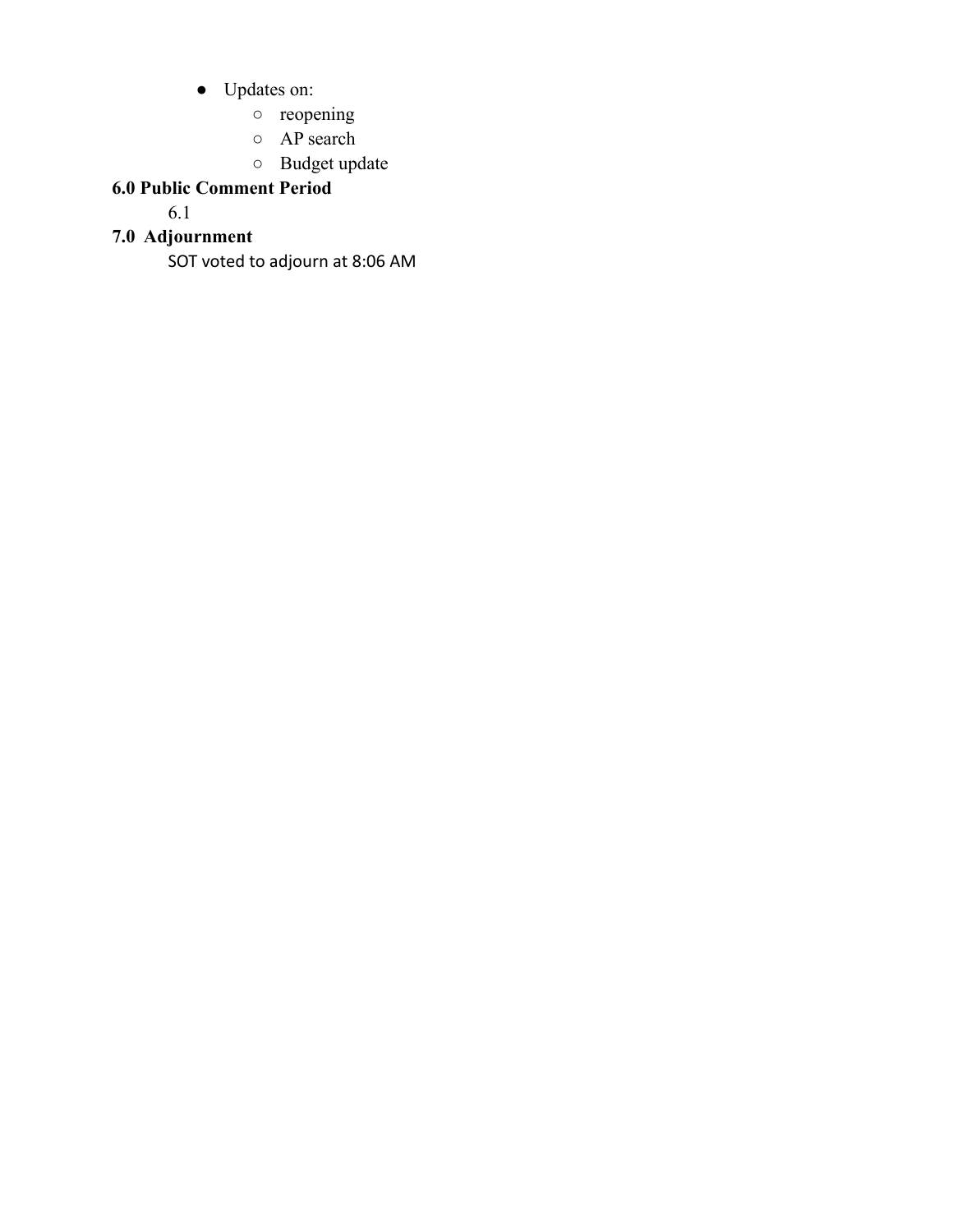- Updates on:
  - reopening
  - AP search
  - Budget update

**6.0 Public Comment Period**

6.1

**7.0 Adjournment**

SOT voted to adjourn at 8:06 AM